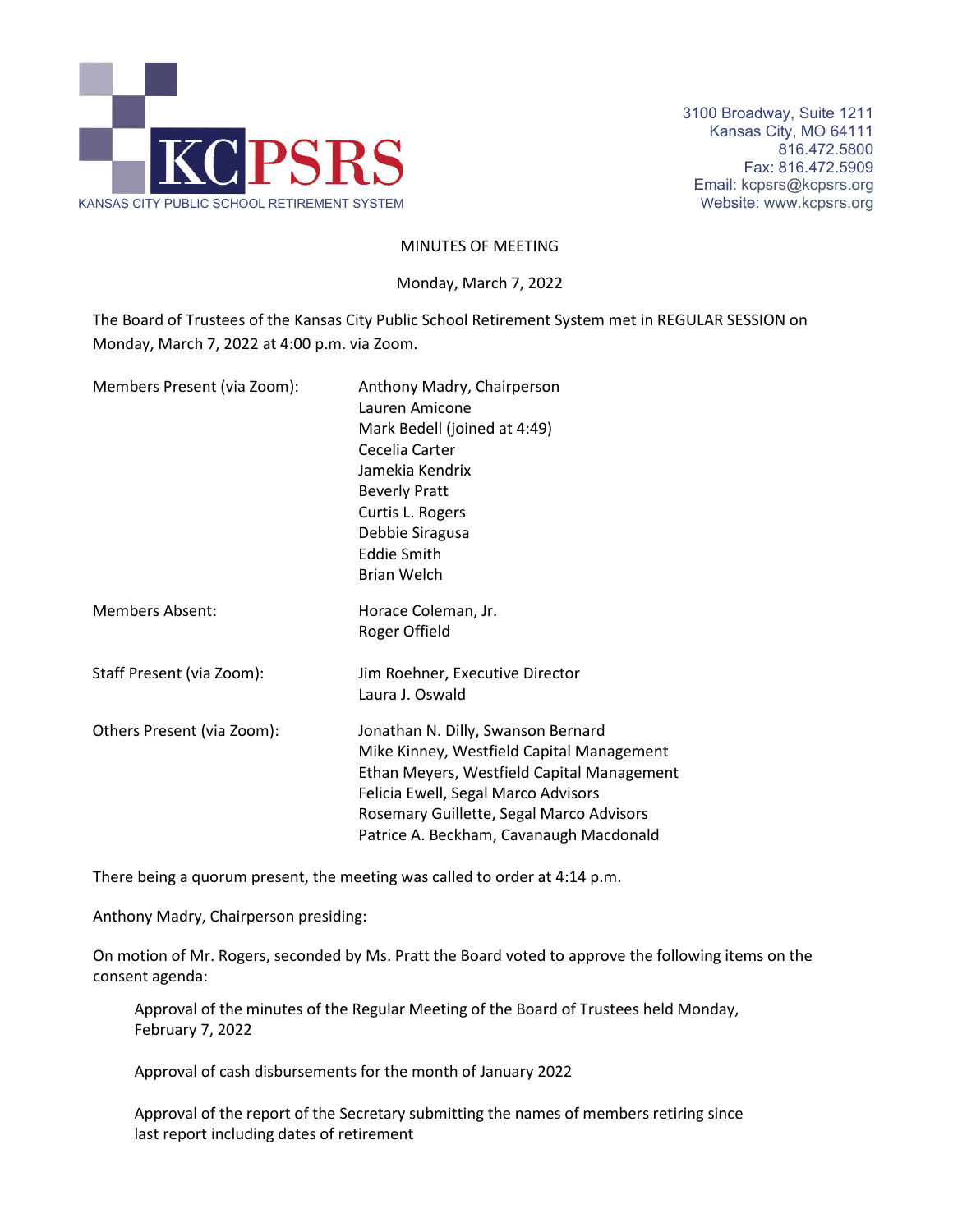KCPSRS

KANSAS CITY PUBLIC SCHOOL RETIREMENT SYSTEM

3100 Broadway, Suite 1211
Kansas City, MO 64111
816.472.5800
Fax: 816.472.5909
Email: kcpsrs@kcpsrs.org
Website: www.kcpsrs.org

MINUTES OF MEETING

Monday, March 7, 2022

The Board of Trustees of the Kansas City Public School Retirement System met in REGULAR SESSION on Monday, March 7, 2022 at 4:00 p.m. via Zoom.

| | |
|---|---|
| Members Present (via Zoom): | Anthony Madry, Chairperson<br>Lauren Amicone<br>Mark Bedell (joined at 4:49)<br>Cecelia Carter<br>Jamekia Kendrix<br>Beverly Pratt<br>Curtis L. Rogers<br>Debbie Siragusa<br>Eddie Smith<br>Brian Welch |
| Members Absent: | Horace Coleman, Jr.<br>Roger Offield |
| Staff Present (via Zoom): | Jim Roehner, Executive Director<br>Laura J. Oswald |
| Others Present (via Zoom): | Jonathan N. Dilly, Swanson Bernard<br>Mike Kinney, Westfield Capital Management<br>Ethan Meyers, Westfield Capital Management<br>Felicia Ewell, Segal Marco Advisors<br>Rosemary Guillette, Segal Marco Advisors<br>Patrice A. Beckham, Cavanaugh Macdonald |

There being a quorum present, the meeting was called to order at 4:14 p.m.

Anthony Madry, Chairperson presiding:

On motion of Mr. Rogers, seconded by Ms. Pratt the Board voted to approve the following items on the consent agenda:

> Approval of the minutes of the Regular Meeting of the Board of Trustees held Monday, February 7, 2022
>
> Approval of cash disbursements for the month of January 2022
>
> Approval of the report of the Secretary submitting the names of members retiring since last report including dates of retirement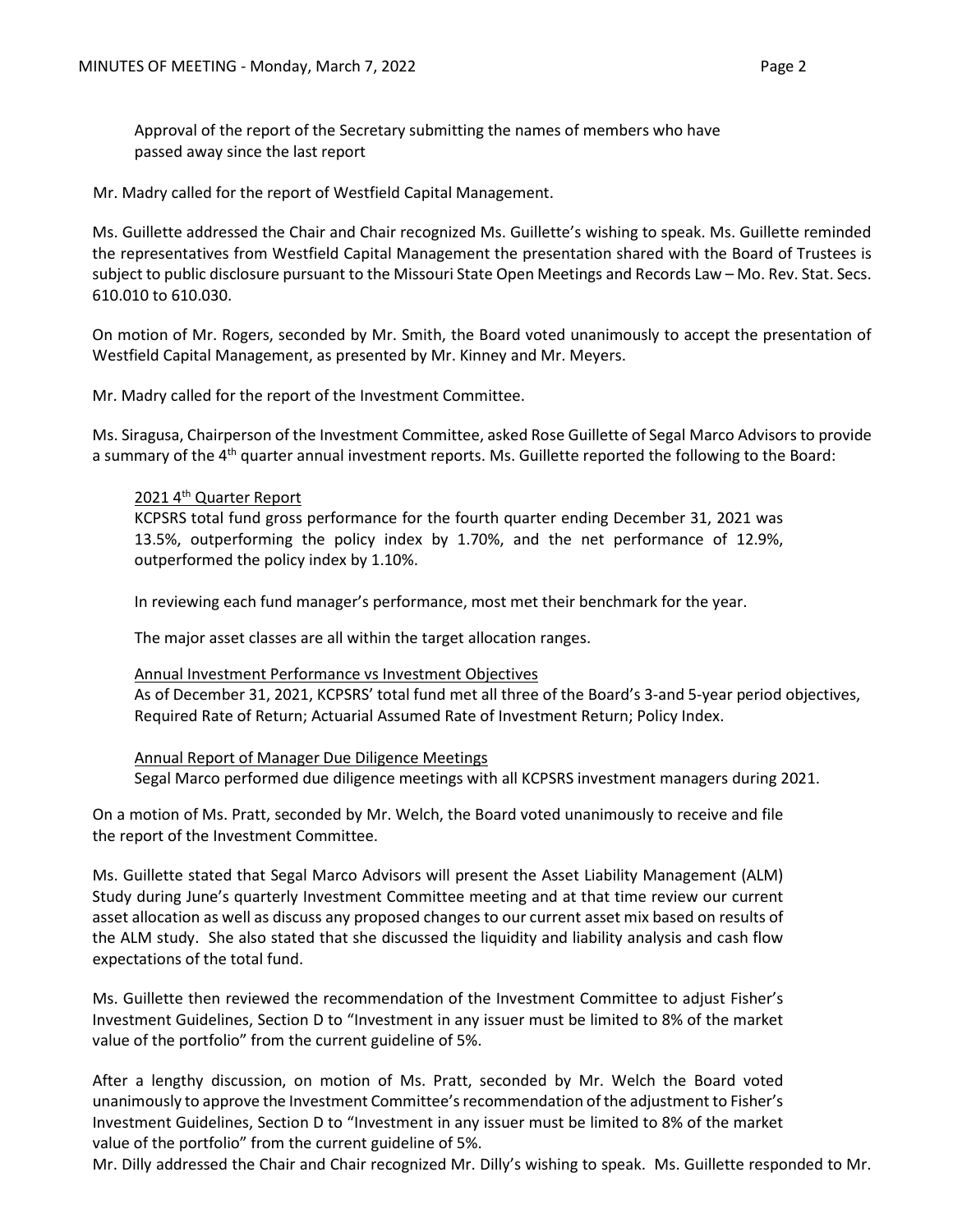Approval of the report of the Secretary submitting the names of members who have passed away since the last report

Mr. Madry called for the report of Westfield Capital Management.

Ms. Guillette addressed the Chair and Chair recognized Ms. Guillette's wishing to speak. Ms. Guillette reminded the representatives from Westfield Capital Management the presentation shared with the Board of Trustees is subject to public disclosure pursuant to the Missouri State Open Meetings and Records Law – Mo. Rev. Stat. Secs. 610.010 to 610.030.

On motion of Mr. Rogers, seconded by Mr. Smith, the Board voted unanimously to accept the presentation of Westfield Capital Management, as presented by Mr. Kinney and Mr. Meyers.

Mr. Madry called for the report of the Investment Committee.

Ms. Siragusa, Chairperson of the Investment Committee, asked Rose Guillette of Segal Marco Advisors to provide a summary of the 4th quarter annual investment reports. Ms. Guillette reported the following to the Board:

<u>2021 4th Quarter Report</u>
KCPSRS total fund gross performance for the fourth quarter ending December 31, 2021 was 13.5%, outperforming the policy index by 1.70%, and the net performance of 12.9%, outperformed the policy index by 1.10%.

In reviewing each fund manager's performance, most met their benchmark for the year.

The major asset classes are all within the target allocation ranges.

<u>Annual Investment Performance vs Investment Objectives</u>
As of December 31, 2021, KCPSRS' total fund met all three of the Board's 3-and 5-year period objectives, Required Rate of Return; Actuarial Assumed Rate of Investment Return; Policy Index.

<u>Annual Report of Manager Due Diligence Meetings</u>
Segal Marco performed due diligence meetings with all KCPSRS investment managers during 2021.

On a motion of Ms. Pratt, seconded by Mr. Welch, the Board voted unanimously to receive and file the report of the Investment Committee.

Ms. Guillette stated that Segal Marco Advisors will present the Asset Liability Management (ALM) Study during June's quarterly Investment Committee meeting and at that time review our current asset allocation as well as discuss any proposed changes to our current asset mix based on results of the ALM study. She also stated that she discussed the liquidity and liability analysis and cash flow expectations of the total fund.

Ms. Guillette then reviewed the recommendation of the Investment Committee to adjust Fisher's Investment Guidelines, Section D to "Investment in any issuer must be limited to 8% of the market value of the portfolio" from the current guideline of 5%.

After a lengthy discussion, on motion of Ms. Pratt, seconded by Mr. Welch the Board voted unanimously to approve the Investment Committee's recommendation of the adjustment to Fisher's Investment Guidelines, Section D to "Investment in any issuer must be limited to 8% of the market value of the portfolio" from the current guideline of 5%.

Mr. Dilly addressed the Chair and Chair recognized Mr. Dilly's wishing to speak. Ms. Guillette responded to Mr.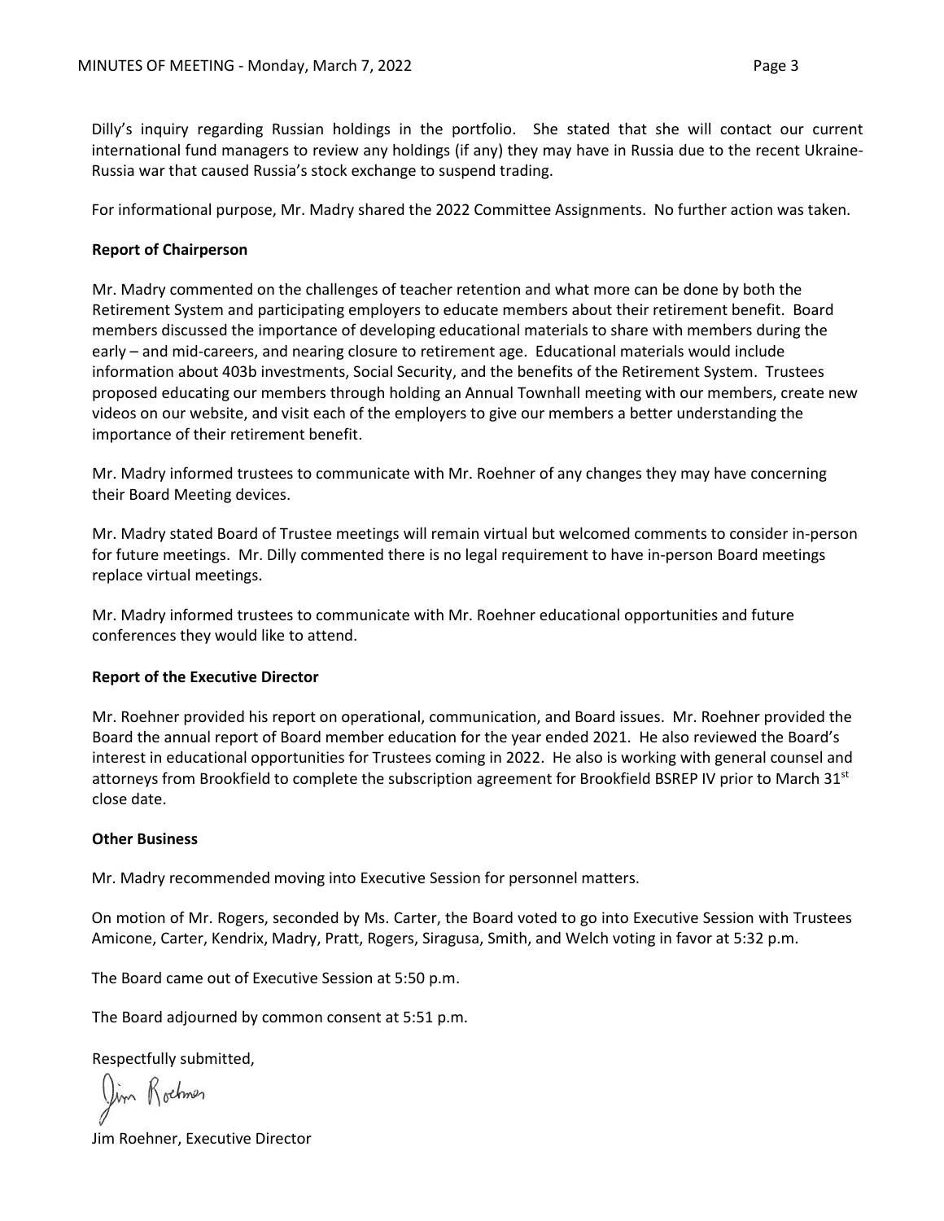Dilly's inquiry regarding Russian holdings in the portfolio. She stated that she will contact our current international fund managers to review any holdings (if any) they may have in Russia due to the recent Ukraine-Russia war that caused Russia's stock exchange to suspend trading.

For informational purpose, Mr. Madry shared the 2022 Committee Assignments. No further action was taken.

**Report of Chairperson**

Mr. Madry commented on the challenges of teacher retention and what more can be done by both the Retirement System and participating employers to educate members about their retirement benefit. Board members discussed the importance of developing educational materials to share with members during the early – and mid-careers, and nearing closure to retirement age. Educational materials would include information about 403b investments, Social Security, and the benefits of the Retirement System. Trustees proposed educating our members through holding an Annual Townhall meeting with our members, create new videos on our website, and visit each of the employers to give our members a better understanding the importance of their retirement benefit.

Mr. Madry informed trustees to communicate with Mr. Roehner of any changes they may have concerning their Board Meeting devices.

Mr. Madry stated Board of Trustee meetings will remain virtual but welcomed comments to consider in-person for future meetings. Mr. Dilly commented there is no legal requirement to have in-person Board meetings replace virtual meetings.

Mr. Madry informed trustees to communicate with Mr. Roehner educational opportunities and future conferences they would like to attend.

**Report of the Executive Director**

Mr. Roehner provided his report on operational, communication, and Board issues. Mr. Roehner provided the Board the annual report of Board member education for the year ended 2021. He also reviewed the Board's interest in educational opportunities for Trustees coming in 2022. He also is working with general counsel and attorneys from Brookfield to complete the subscription agreement for Brookfield BSREP IV prior to March 31st close date.

**Other Business**

Mr. Madry recommended moving into Executive Session for personnel matters.

On motion of Mr. Rogers, seconded by Ms. Carter, the Board voted to go into Executive Session with Trustees Amicone, Carter, Kendrix, Madry, Pratt, Rogers, Siragusa, Smith, and Welch voting in favor at 5:32 p.m.

The Board came out of Executive Session at 5:50 p.m.

The Board adjourned by common consent at 5:51 p.m.

Respectfully submitted,

Jim Roehner

Jim Roehner, Executive Director